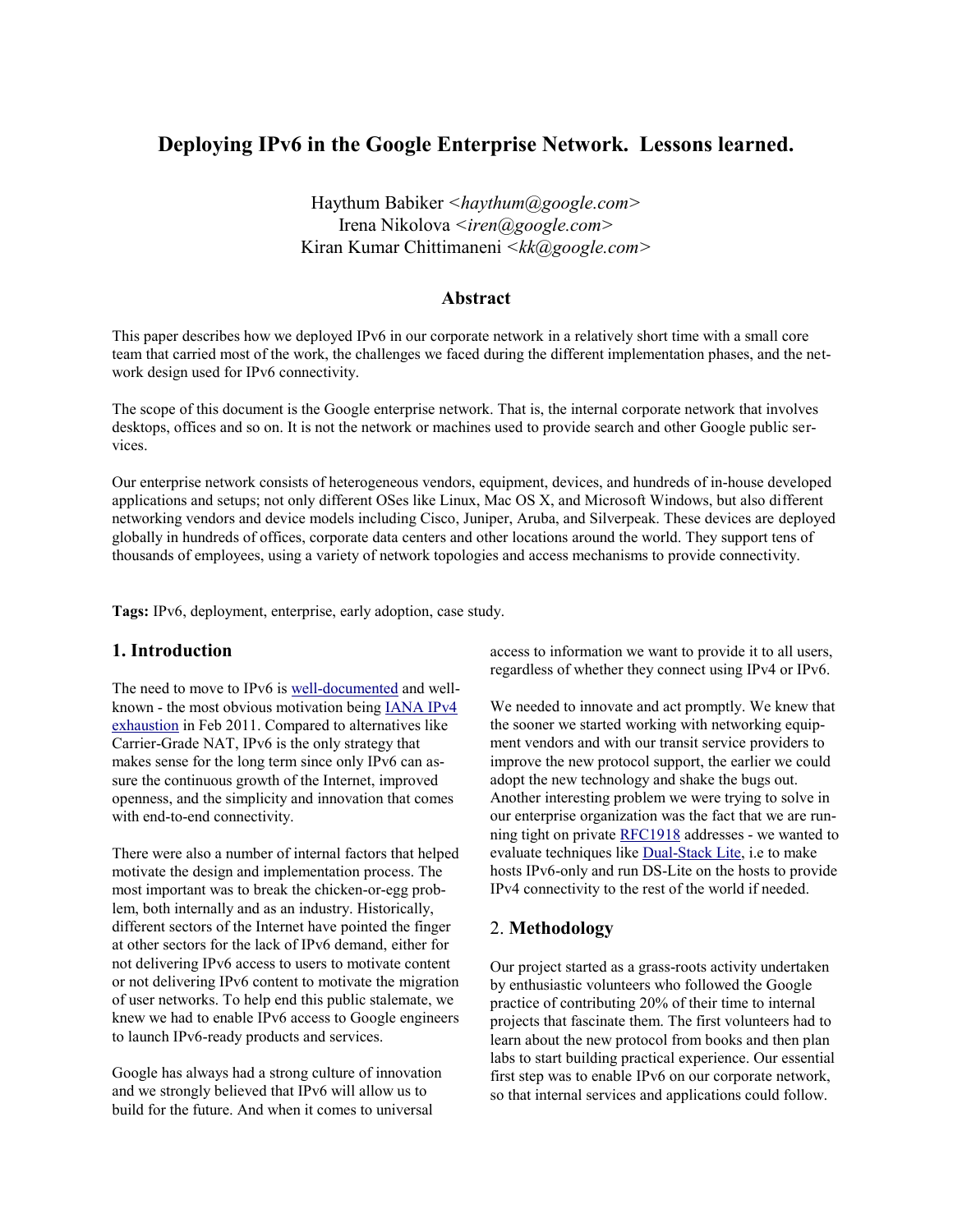# Deploying IPv6 in the Google Enterprise Network. Lessons learned.

Haythum Babiker <*haythum@google.com*>
Irena Nikolova <*iren@google.com*>
Kiran Kumar Chittimaneni <*kk@google.com*>

## Abstract

This paper describes how we deployed IPv6 in our corporate network in a relatively short time with a small core team that carried most of the work, the challenges we faced during the different implementation phases, and the network design used for IPv6 connectivity.

The scope of this document is the Google enterprise network. That is, the internal corporate network that involves desktops, offices and so on. It is not the network or machines used to provide search and other Google public services.

Our enterprise network consists of heterogeneous vendors, equipment, devices, and hundreds of in-house developed applications and setups; not only different OSes like Linux, Mac OS X, and Microsoft Windows, but also different networking vendors and device models including Cisco, Juniper, Aruba, and Silverpeak. These devices are deployed globally in hundreds of offices, corporate data centers and other locations around the world. They support tens of thousands of employees, using a variety of network topologies and access mechanisms to provide connectivity.

**Tags:** IPv6, deployment, enterprise, early adoption, case study.

## 1. Introduction

The need to move to IPv6 is well-documented and well-known - the most obvious motivation being IANA IPv4 exhaustion in Feb 2011. Compared to alternatives like Carrier-Grade NAT, IPv6 is the only strategy that makes sense for the long term since only IPv6 can assure the continuous growth of the Internet, improved openness, and the simplicity and innovation that comes with end-to-end connectivity.

There were also a number of internal factors that helped motivate the design and implementation process. The most important was to break the chicken-or-egg problem, both internally and as an industry. Historically, different sectors of the Internet have pointed the finger at other sectors for the lack of IPv6 demand, either for not delivering IPv6 access to users to motivate content or not delivering IPv6 content to motivate the migration of user networks. To help end this public stalemate, we knew we had to enable IPv6 access to Google engineers to launch IPv6-ready products and services.

Google has always had a strong culture of innovation and we strongly believed that IPv6 will allow us to build for the future. And when it comes to universal access to information we want to provide it to all users, regardless of whether they connect using IPv4 or IPv6.

We needed to innovate and act promptly. We knew that the sooner we started working with networking equipment vendors and with our transit service providers to improve the new protocol support, the earlier we could adopt the new technology and shake the bugs out. Another interesting problem we were trying to solve in our enterprise organization was the fact that we are running tight on private RFC1918 addresses - we wanted to evaluate techniques like Dual-Stack Lite, i.e to make hosts IPv6-only and run DS-Lite on the hosts to provide IPv4 connectivity to the rest of the world if needed.

## 2. Methodology

Our project started as a grass-roots activity undertaken by enthusiastic volunteers who followed the Google practice of contributing 20% of their time to internal projects that fascinate them. The first volunteers had to learn about the new protocol from books and then plan labs to start building practical experience. Our essential first step was to enable IPv6 on our corporate network, so that internal services and applications could follow.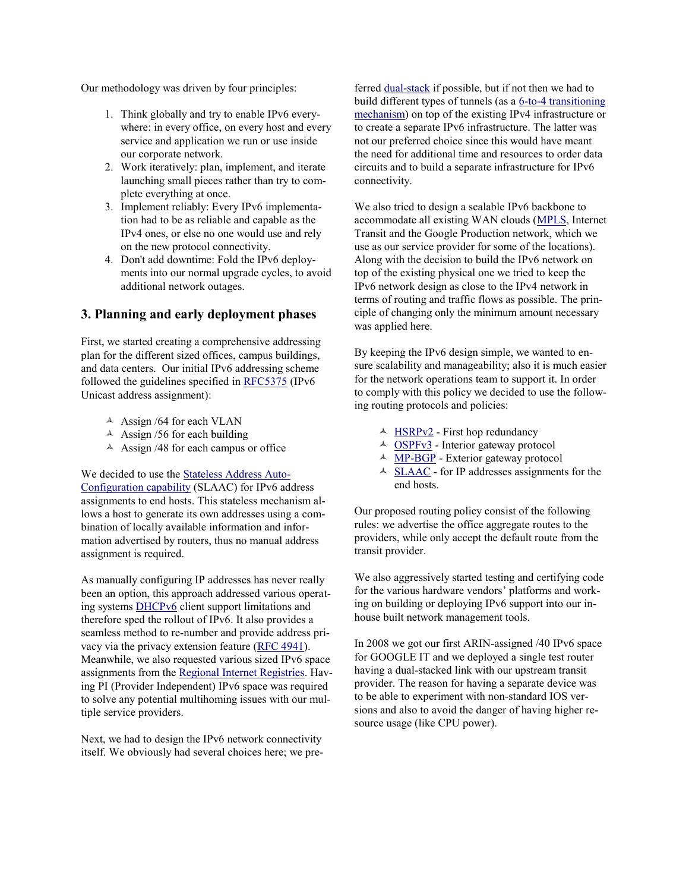Our methodology was driven by four principles:

1. Think globally and try to enable IPv6 everywhere: in every office, on every host and every service and application we run or use inside our corporate network.
2. Work iteratively: plan, implement, and iterate launching small pieces rather than try to complete everything at once.
3. Implement reliably: Every IPv6 implementation had to be as reliable and capable as the IPv4 ones, or else no one would use and rely on the new protocol connectivity.
4. Don't add downtime: Fold the IPv6 deployments into our normal upgrade cycles, to avoid additional network outages.

## 3. Planning and early deployment phases

First, we started creating a comprehensive addressing plan for the different sized offices, campus buildings, and data centers. Our initial IPv6 addressing scheme followed the guidelines specified in RFC5375 (IPv6 Unicast address assignment):

- Assign /64 for each VLAN
- Assign /56 for each building
- Assign /48 for each campus or office

We decided to use the Stateless Address Auto-Configuration capability (SLAAC) for IPv6 address assignments to end hosts. This stateless mechanism allows a host to generate its own addresses using a combination of locally available information and information advertised by routers, thus no manual address assignment is required.

As manually configuring IP addresses has never really been an option, this approach addressed various operating systems DHCPv6 client support limitations and therefore sped the rollout of IPv6. It also provides a seamless method to re-number and provide address privacy via the privacy extension feature (RFC 4941). Meanwhile, we also requested various sized IPv6 space assignments from the Regional Internet Registries. Having PI (Provider Independent) IPv6 space was required to solve any potential multihoming issues with our multiple service providers.

Next, we had to design the IPv6 network connectivity itself. We obviously had several choices here; we preferred dual-stack if possible, but if not then we had to build different types of tunnels (as a 6-to-4 transitioning mechanism) on top of the existing IPv4 infrastructure or to create a separate IPv6 infrastructure. The latter was not our preferred choice since this would have meant the need for additional time and resources to order data circuits and to build a separate infrastructure for IPv6 connectivity.

We also tried to design a scalable IPv6 backbone to accommodate all existing WAN clouds (MPLS, Internet Transit and the Google Production network, which we use as our service provider for some of the locations). Along with the decision to build the IPv6 network on top of the existing physical one we tried to keep the IPv6 network design as close to the IPv4 network in terms of routing and traffic flows as possible. The principle of changing only the minimum amount necessary was applied here.

By keeping the IPv6 design simple, we wanted to ensure scalability and manageability; also it is much easier for the network operations team to support it. In order to comply with this policy we decided to use the following routing protocols and policies:

- HSRPv2 - First hop redundancy
- OSPFv3 - Interior gateway protocol
- MP-BGP - Exterior gateway protocol
- SLAAC - for IP addresses assignments for the end hosts.

Our proposed routing policy consist of the following rules: we advertise the office aggregate routes to the providers, while only accept the default route from the transit provider.

We also aggressively started testing and certifying code for the various hardware vendors' platforms and working on building or deploying IPv6 support into our in-house built network management tools.

In 2008 we got our first ARIN-assigned /40 IPv6 space for GOOGLE IT and we deployed a single test router having a dual-stacked link with our upstream transit provider. The reason for having a separate device was to be able to experiment with non-standard IOS versions and also to avoid the danger of having higher resource usage (like CPU power).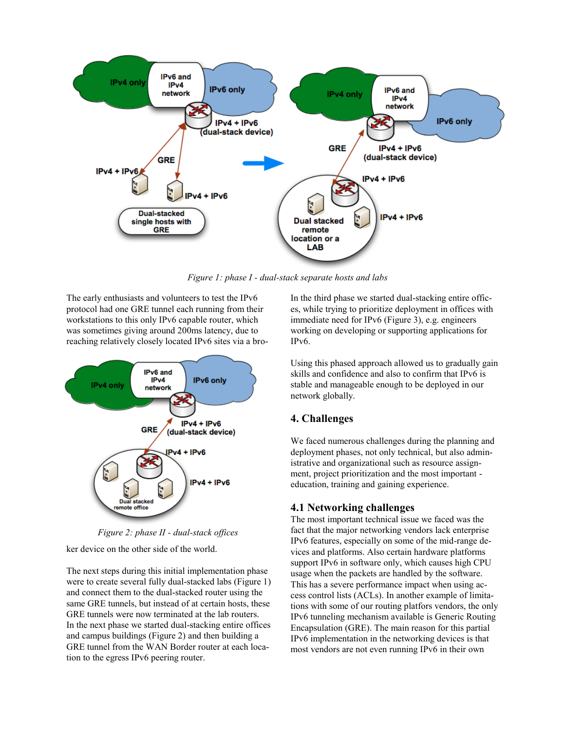Figure 1: phase I - dual-stack separate hosts and labs

The early enthusiasts and volunteers to test the IPv6 protocol had one GRE tunnel each running from their workstations to this only IPv6 capable router, which was sometimes giving around 200ms latency, due to reaching relatively closely located IPv6 sites via a broker device on the other side of the world.

Figure 2: phase II - dual-stack offices

The next steps during this initial implementation phase were to create several fully dual-stacked labs (Figure 1) and connect them to the dual-stacked router using the same GRE tunnels, but instead of at certain hosts, these GRE tunnels were now terminated at the lab routers. In the next phase we started dual-stacking entire offices and campus buildings (Figure 2) and then building a GRE tunnel from the WAN Border router at each location to the egress IPv6 peering router.

In the third phase we started dual-stacking entire offices, while trying to prioritize deployment in offices with immediate need for IPv6 (Figure 3), e.g. engineers working on developing or supporting applications for IPv6.

Using this phased approach allowed us to gradually gain skills and confidence and also to confirm that IPv6 is stable and manageable enough to be deployed in our network globally.

## 4. Challenges

We faced numerous challenges during the planning and deployment phases, not only technical, but also administrative and organizational such as resource assignment, project prioritization and the most important - education, training and gaining experience.

### 4.1 Networking challenges

The most important technical issue we faced was the fact that the major networking vendors lack enterprise IPv6 features, especially on some of the mid-range devices and platforms. Also certain hardware platforms support IPv6 in software only, which causes high CPU usage when the packets are handled by the software. This has a severe performance impact when using access control lists (ACLs). In another example of limitations with some of our routing platfors vendors, the only IPv6 tunneling mechanism available is Generic Routing Encapsulation (GRE). The main reason for this partial IPv6 implementation in the networking devices is that most vendors are not even running IPv6 in their own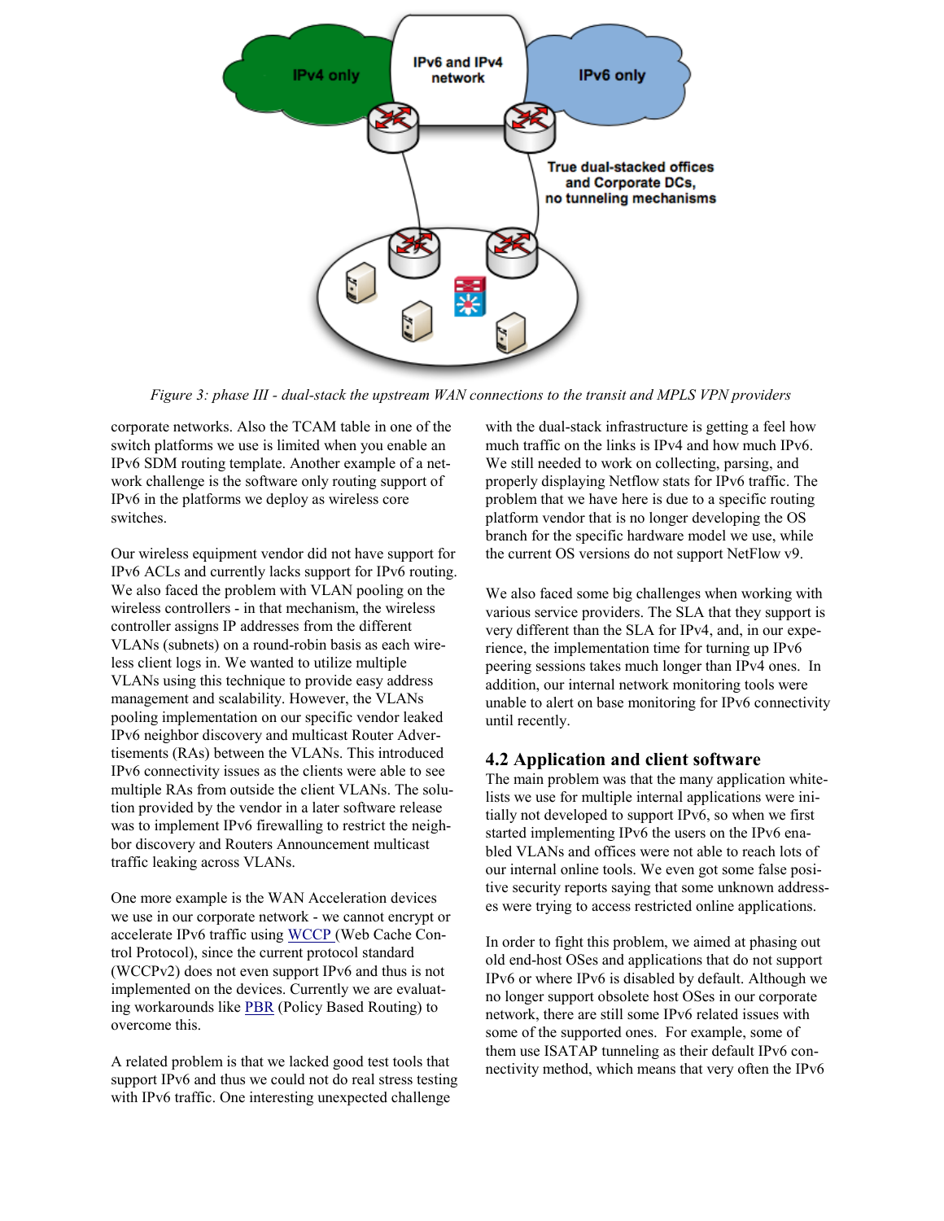*Figure 3: phase III - dual-stack the upstream WAN connections to the transit and MPLS VPN providers*

corporate networks. Also the TCAM table in one of the switch platforms we use is limited when you enable an IPv6 SDM routing template. Another example of a network challenge is the software only routing support of IPv6 in the platforms we deploy as wireless core switches.

Our wireless equipment vendor did not have support for IPv6 ACLs and currently lacks support for IPv6 routing. We also faced the problem with VLAN pooling on the wireless controllers - in that mechanism, the wireless controller assigns IP addresses from the different VLANs (subnets) on a round-robin basis as each wireless client logs in. We wanted to utilize multiple VLANs using this technique to provide easy address management and scalability. However, the VLANs pooling implementation on our specific vendor leaked IPv6 neighbor discovery and multicast Router Advertisements (RAs) between the VLANs. This introduced IPv6 connectivity issues as the clients were able to see multiple RAs from outside the client VLANs. The solution provided by the vendor in a later software release was to implement IPv6 firewalling to restrict the neighbor discovery and Routers Announcement multicast traffic leaking across VLANs.

One more example is the WAN Acceleration devices we use in our corporate network - we cannot encrypt or accelerate IPv6 traffic using WCCP (Web Cache Control Protocol), since the current protocol standard (WCCPv2) does not even support IPv6 and thus is not implemented on the devices. Currently we are evaluating workarounds like PBR (Policy Based Routing) to overcome this.

A related problem is that we lacked good test tools that support IPv6 and thus we could not do real stress testing with IPv6 traffic. One interesting unexpected challenge with the dual-stack infrastructure is getting a feel how much traffic on the links is IPv4 and how much IPv6. We still needed to work on collecting, parsing, and properly displaying Netflow stats for IPv6 traffic. The problem that we have here is due to a specific routing platform vendor that is no longer developing the OS branch for the specific hardware model we use, while the current OS versions do not support NetFlow v9.

We also faced some big challenges when working with various service providers. The SLA that they support is very different than the SLA for IPv4, and, in our experience, the implementation time for turning up IPv6 peering sessions takes much longer than IPv4 ones. In addition, our internal network monitoring tools were unable to alert on base monitoring for IPv6 connectivity until recently.

## 4.2 Application and client software

The main problem was that the many application whitelists we use for multiple internal applications were initially not developed to support IPv6, so when we first started implementing IPv6 the users on the IPv6 enabled VLANs and offices were not able to reach lots of our internal online tools. We even got some false positive security reports saying that some unknown addresses were trying to access restricted online applications.

In order to fight this problem, we aimed at phasing out old end-host OSes and applications that do not support IPv6 or where IPv6 is disabled by default. Although we no longer support obsolete host OSes in our corporate network, there are still some IPv6 related issues with some of the supported ones. For example, some of them use ISATAP tunneling as their default IPv6 connectivity method, which means that very often the IPv6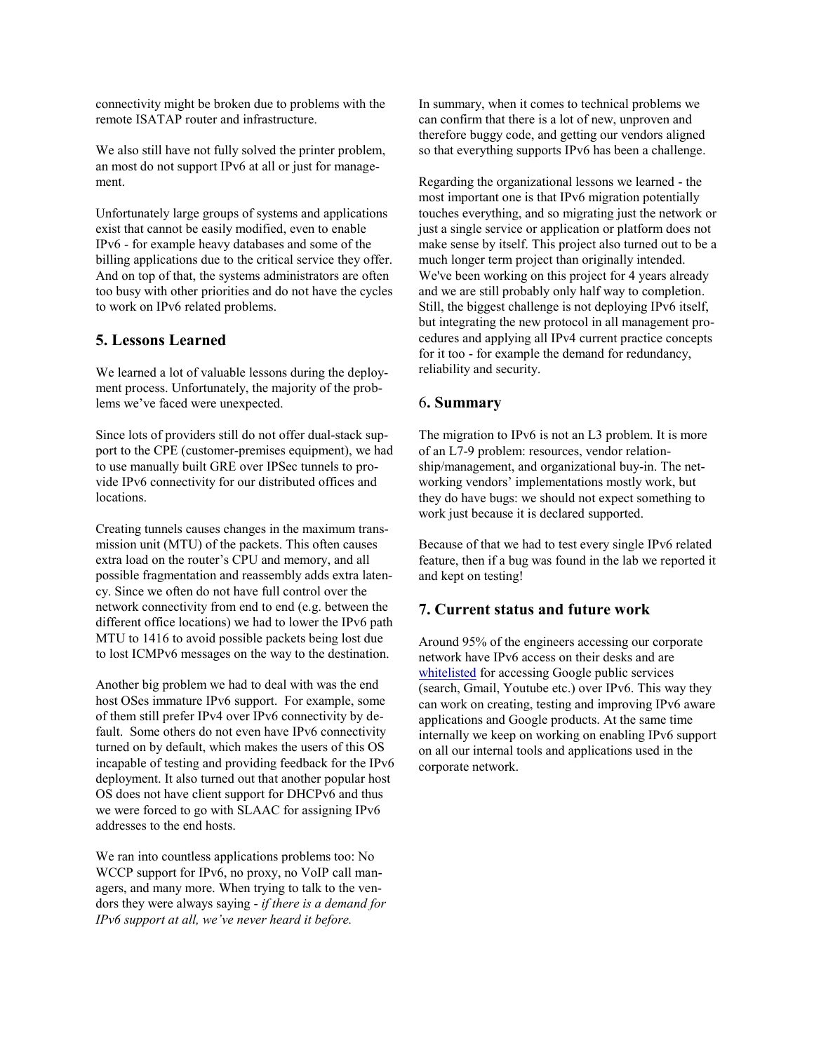connectivity might be broken due to problems with the remote ISATAP router and infrastructure.

We also still have not fully solved the printer problem, an most do not support IPv6 at all or just for management.

Unfortunately large groups of systems and applications exist that cannot be easily modified, even to enable IPv6 - for example heavy databases and some of the billing applications due to the critical service they offer. And on top of that, the systems administrators are often too busy with other priorities and do not have the cycles to work on IPv6 related problems.

## 5. Lessons Learned

We learned a lot of valuable lessons during the deployment process. Unfortunately, the majority of the problems we've faced were unexpected.

Since lots of providers still do not offer dual-stack support to the CPE (customer-premises equipment), we had to use manually built GRE over IPSec tunnels to provide IPv6 connectivity for our distributed offices and locations.

Creating tunnels causes changes in the maximum transmission unit (MTU) of the packets. This often causes extra load on the router's CPU and memory, and all possible fragmentation and reassembly adds extra latency. Since we often do not have full control over the network connectivity from end to end (e.g. between the different office locations) we had to lower the IPv6 path MTU to 1416 to avoid possible packets being lost due to lost ICMPv6 messages on the way to the destination.

Another big problem we had to deal with was the end host OSes immature IPv6 support. For example, some of them still prefer IPv4 over IPv6 connectivity by default. Some others do not even have IPv6 connectivity turned on by default, which makes the users of this OS incapable of testing and providing feedback for the IPv6 deployment. It also turned out that another popular host OS does not have client support for DHCPv6 and thus we were forced to go with SLAAC for assigning IPv6 addresses to the end hosts.

We ran into countless applications problems too: No WCCP support for IPv6, no proxy, no VoIP call managers, and many more. When trying to talk to the vendors they were always saying - *if there is a demand for IPv6 support at all, we've never heard it before.*

In summary, when it comes to technical problems we can confirm that there is a lot of new, unproven and therefore buggy code, and getting our vendors aligned so that everything supports IPv6 has been a challenge.

Regarding the organizational lessons we learned - the most important one is that IPv6 migration potentially touches everything, and so migrating just the network or just a single service or application or platform does not make sense by itself. This project also turned out to be a much longer term project than originally intended. We've been working on this project for 4 years already and we are still probably only half way to completion. Still, the biggest challenge is not deploying IPv6 itself, but integrating the new protocol in all management procedures and applying all IPv4 current practice concepts for it too - for example the demand for redundancy, reliability and security.

## 6. Summary

The migration to IPv6 is not an L3 problem. It is more of an L7-9 problem: resources, vendor relationship/management, and organizational buy-in. The networking vendors' implementations mostly work, but they do have bugs: we should not expect something to work just because it is declared supported.

Because of that we had to test every single IPv6 related feature, then if a bug was found in the lab we reported it and kept on testing!

## 7. Current status and future work

Around 95% of the engineers accessing our corporate network have IPv6 access on their desks and are whitelisted for accessing Google public services (search, Gmail, Youtube etc.) over IPv6. This way they can work on creating, testing and improving IPv6 aware applications and Google products. At the same time internally we keep on working on enabling IPv6 support on all our internal tools and applications used in the corporate network.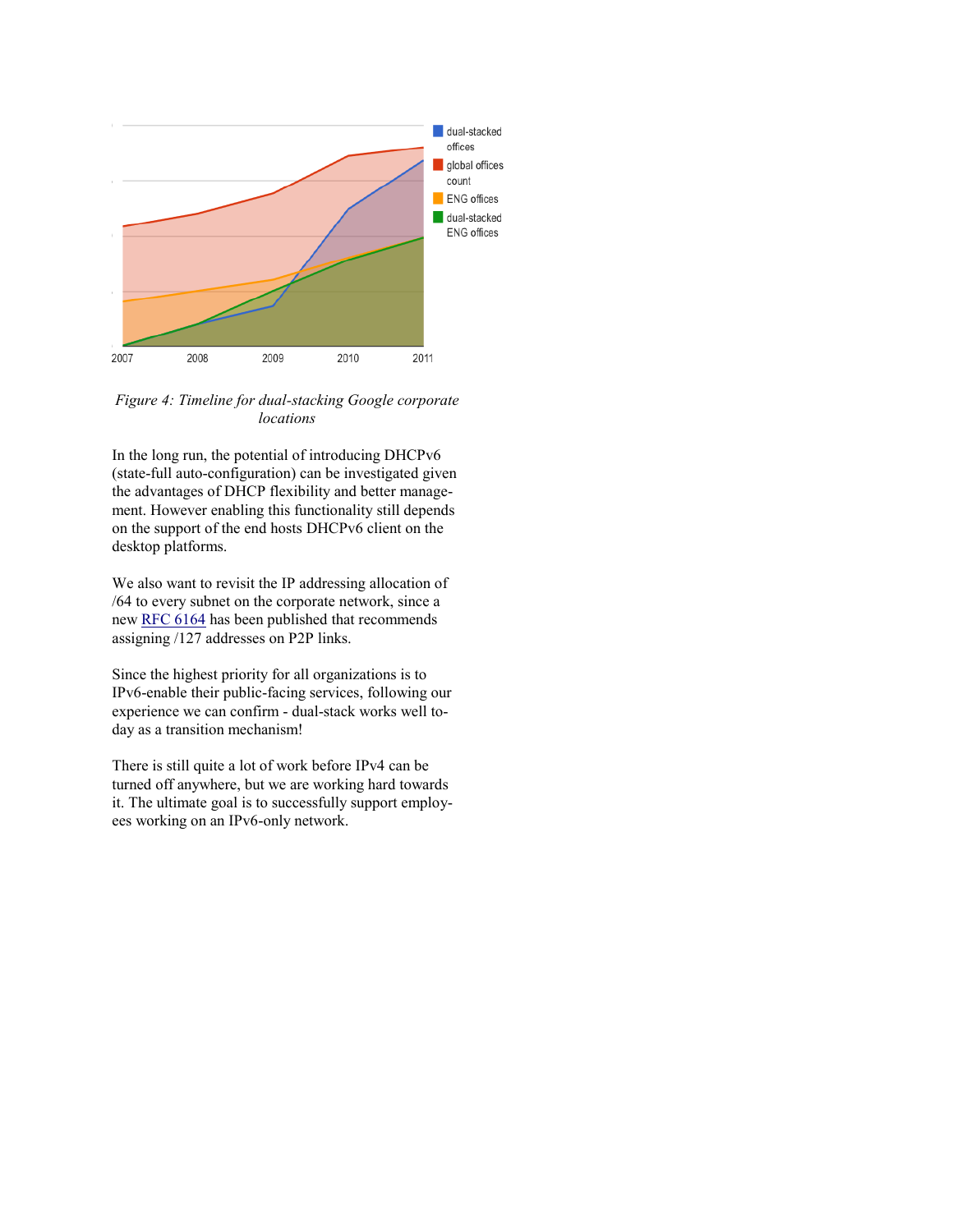dual-stacked offices
global offices count
ENG offices
dual-stacked ENG offices

2007
2008
2009
2010
2011

*Figure 4: Timeline for dual-stacking Google corporate locations*

In the long run, the potential of introducing DHCPv6 (state-full auto-configuration) can be investigated given the advantages of DHCP flexibility and better management. However enabling this functionality still depends on the support of the end hosts DHCPv6 client on the desktop platforms.

We also want to revisit the IP addressing allocation of /64 to every subnet on the corporate network, since a new RFC 6164 has been published that recommends assigning /127 addresses on P2P links.

Since the highest priority for all organizations is to IPv6-enable their public-facing services, following our experience we can confirm - dual-stack works well today as a transition mechanism!

There is still quite a lot of work before IPv4 can be turned off anywhere, but we are working hard towards it. The ultimate goal is to successfully support employees working on an IPv6-only network.